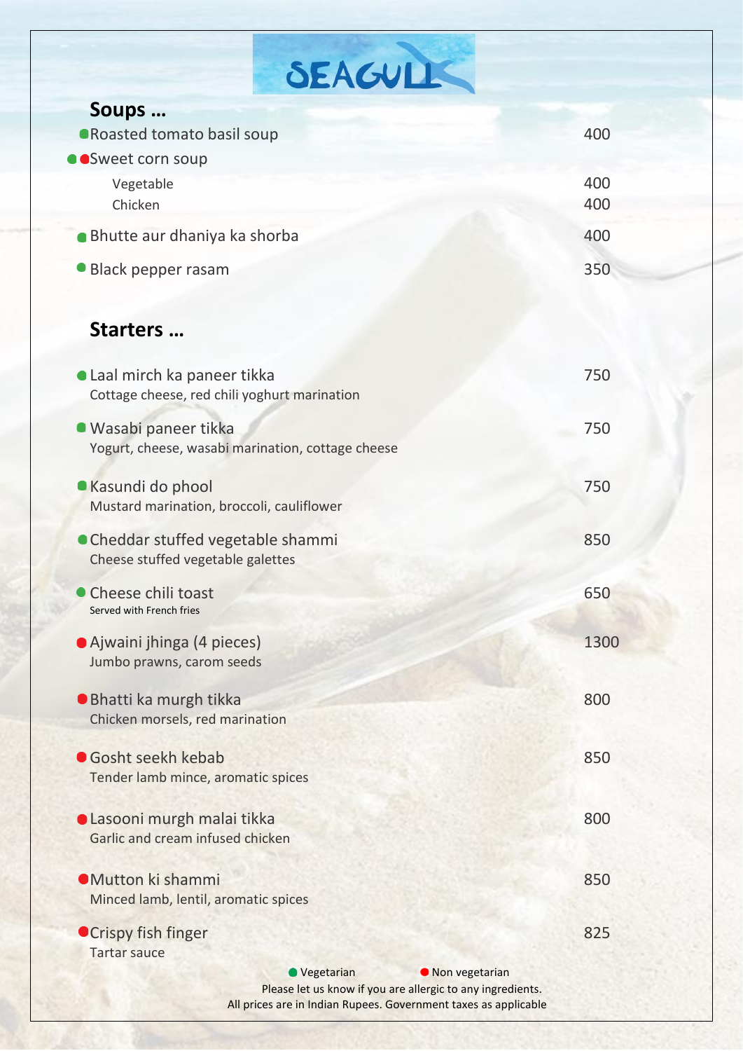# SEAGULL

## Soups …

| | |
|---|---|
| ● Roasted tomato basil soup | 400 |
| ● ● Sweet corn soup | |
| Vegetable | 400 |
| Chicken | 400 |
| ● Bhutte aur dhaniya ka shorba | 400 |
| ● Black pepper rasam | 350 |

## Starters …

| | |
|---|---|
| ● Laal mirch ka paneer tikka<br>Cottage cheese, red chili yoghurt marination | 750 |
| ● Wasabi paneer tikka<br>Yogurt, cheese, wasabi marination, cottage cheese | 750 |
| ● Kasundi do phool<br>Mustard marination, broccoli, cauliflower | 750 |
| ● Cheddar stuffed vegetable shammi<br>Cheese stuffed vegetable galettes | 850 |
| ● Cheese chili toast<br>Served with French fries | 650 |
| ● Ajwaini jhinga (4 pieces)<br>Jumbo prawns, carom seeds | 1300 |
| ● Bhatti ka murgh tikka<br>Chicken morsels, red marination | 800 |
| ● Gosht seekh kebab<br>Tender lamb mince, aromatic spices | 850 |
| ● Lasooni murgh malai tikka<br>Garlic and cream infused chicken | 800 |
| ● Mutton ki shammi<br>Minced lamb, lentil, aromatic spices | 850 |
| ● Crispy fish finger<br>Tartar sauce | 825 |

● Vegetarian ● Non vegetarian

Please let us know if you are allergic to any ingredients.

All prices are in Indian Rupees. Government taxes as applicable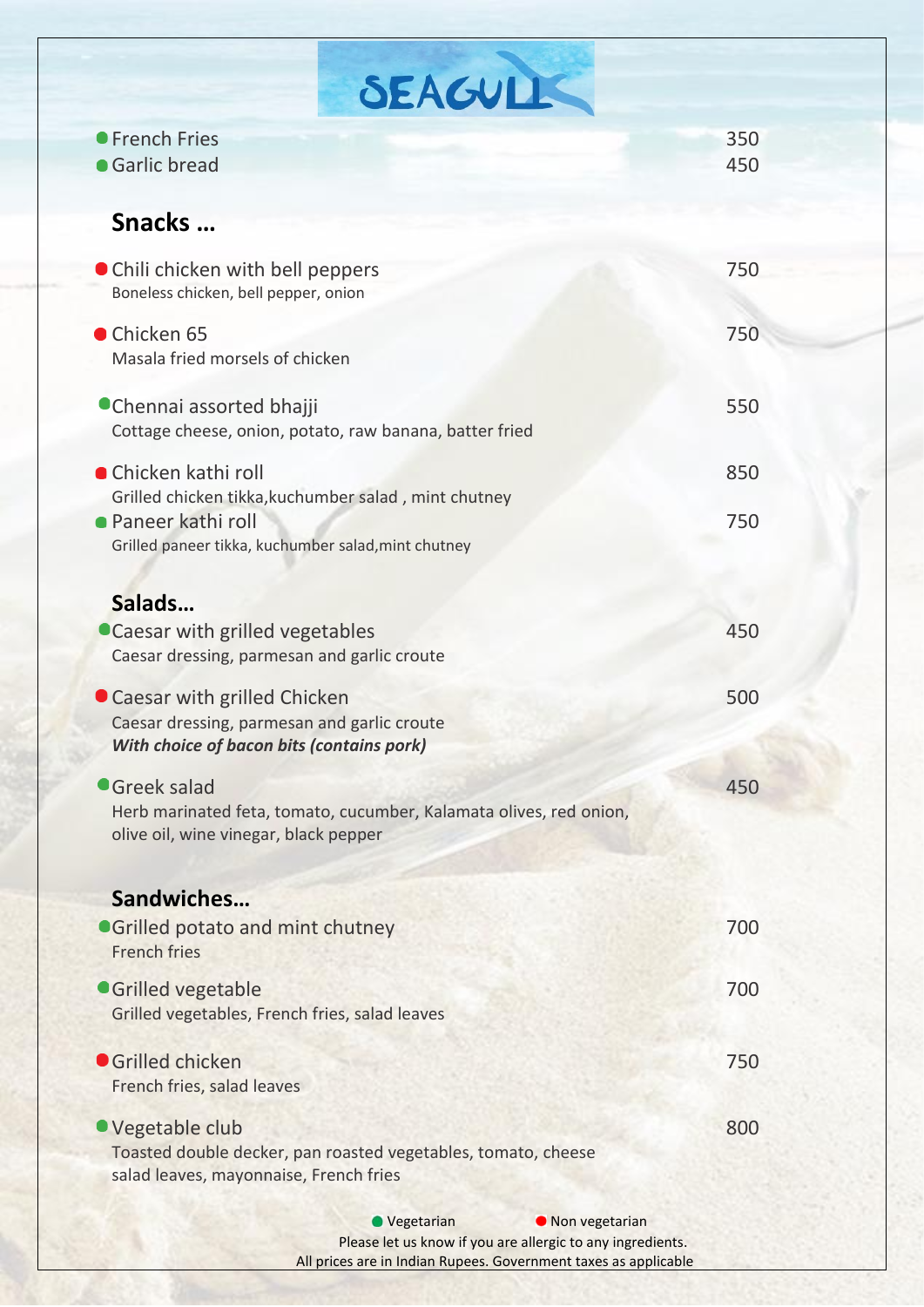# SEAGULL

- French Fries 350
- Garlic bread 450

## Snacks …

- Chili chicken with bell peppers 750
  Boneless chicken, bell pepper, onion
- Chicken 65 750
  Masala fried morsels of chicken
- Chennai assorted bhajji 550
  Cottage cheese, onion, potato, raw banana, batter fried
- Chicken kathi roll 850
  Grilled chicken tikka,kuchumber salad , mint chutney
- Paneer kathi roll 750
  Grilled paneer tikka, kuchumber salad,mint chutney

## Salads…

- Caesar with grilled vegetables 450
  Caesar dressing, parmesan and garlic croute
- Caesar with grilled Chicken 500
  Caesar dressing, parmesan and garlic croute
  ***With choice of bacon bits (contains pork)***
- Greek salad 450
  Herb marinated feta, tomato, cucumber, Kalamata olives, red onion, olive oil, wine vinegar, black pepper

## Sandwiches…

- Grilled potato and mint chutney 700
  French fries
- Grilled vegetable 700
  Grilled vegetables, French fries, salad leaves
- Grilled chicken 750
  French fries, salad leaves
- Vegetable club 800
  Toasted double decker, pan roasted vegetables, tomato, cheese salad leaves, mayonnaise, French fries

● Vegetarian ● Non vegetarian

Please let us know if you are allergic to any ingredients.

All prices are in Indian Rupees. Government taxes as applicable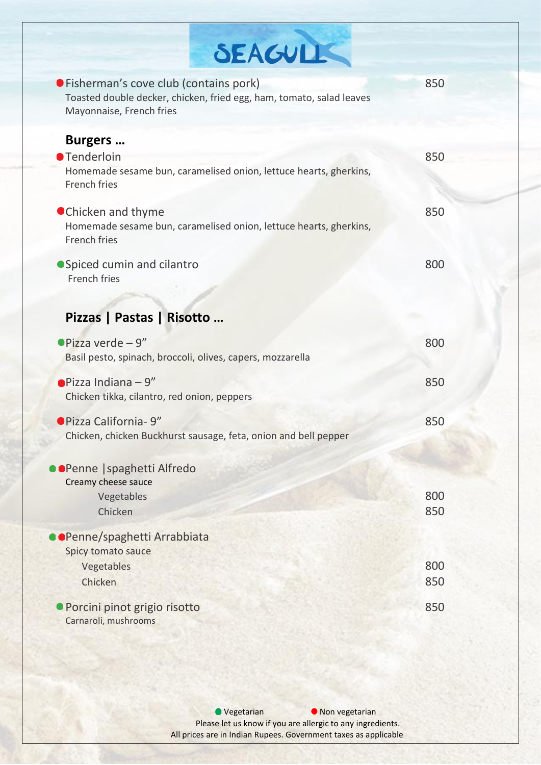# SEAGULL

🔴 Fisherman's cove club (contains pork) — 850
Toasted double decker, chicken, fried egg, ham, tomato, salad leaves
Mayonnaise, French fries

## Burgers …

🔴 Tenderloin — 850
Homemade sesame bun, caramelised onion, lettuce hearts, gherkins,
French fries

🔴 Chicken and thyme — 850
Homemade sesame bun, caramelised onion, lettuce hearts, gherkins,
French fries

🟢 Spiced cumin and cilantro — 800
French fries

## Pizzas | Pastas | Risotto …

🟢 Pizza verde – 9" — 800
Basil pesto, spinach, broccoli, olives, capers, mozzarella

🔴 Pizza Indiana – 9" — 850
Chicken tikka, cilantro, red onion, peppers

🔴 Pizza California- 9" — 850
Chicken, chicken Buckhurst sausage, feta, onion and bell pepper

🟢🔴 Penne |spaghetti Alfredo
Creamy cheese sauce
- Vegetables — 800
- Chicken — 850

🟢🔴 Penne/spaghetti Arrabbiata
Spicy tomato sauce
- Vegetables — 800
- Chicken — 850

🟢 Porcini pinot grigio risotto — 850
Carnaroli, mushrooms

🟢 Vegetarian 🔴 Non vegetarian

Please let us know if you are allergic to any ingredients.
All prices are in Indian Rupees. Government taxes as applicable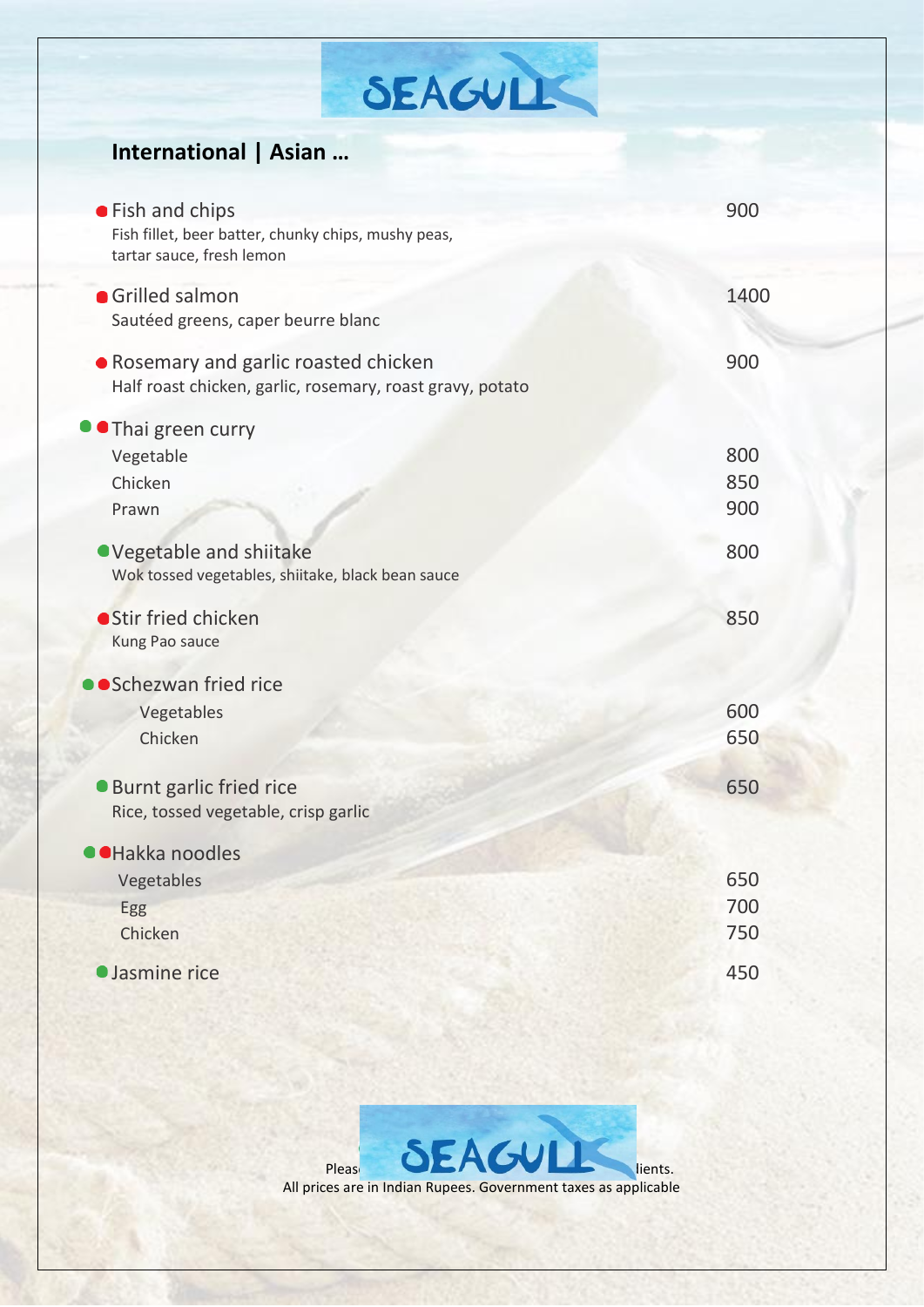# SEAGULL

## International | Asian …

- **Fish and chips** — 900
  Fish fillet, beer batter, chunky chips, mushy peas, tartar sauce, fresh lemon

- **Grilled salmon** — 1400
  Sautéed greens, caper beurre blanc

- **Rosemary and garlic roasted chicken** — 900
  Half roast chicken, garlic, rosemary, roast gravy, potato

- **Thai green curry**
  - Vegetable — 800
  - Chicken — 850
  - Prawn — 900

- **Vegetable and shiitake** — 800
  Wok tossed vegetables, shiitake, black bean sauce

- **Stir fried chicken** — 850
  Kung Pao sauce

- **Schezwan fried rice**
  - Vegetables — 600
  - Chicken — 650

- **Burnt garlic fried rice** — 650
  Rice, tossed vegetable, crisp garlic

- **Hakka noodles**
  - Vegetables — 650
  - Egg — 700
  - Chicken — 750

- **Jasmine rice** — 450

Pleas… …lients.
All prices are in Indian Rupees. Government taxes as applicable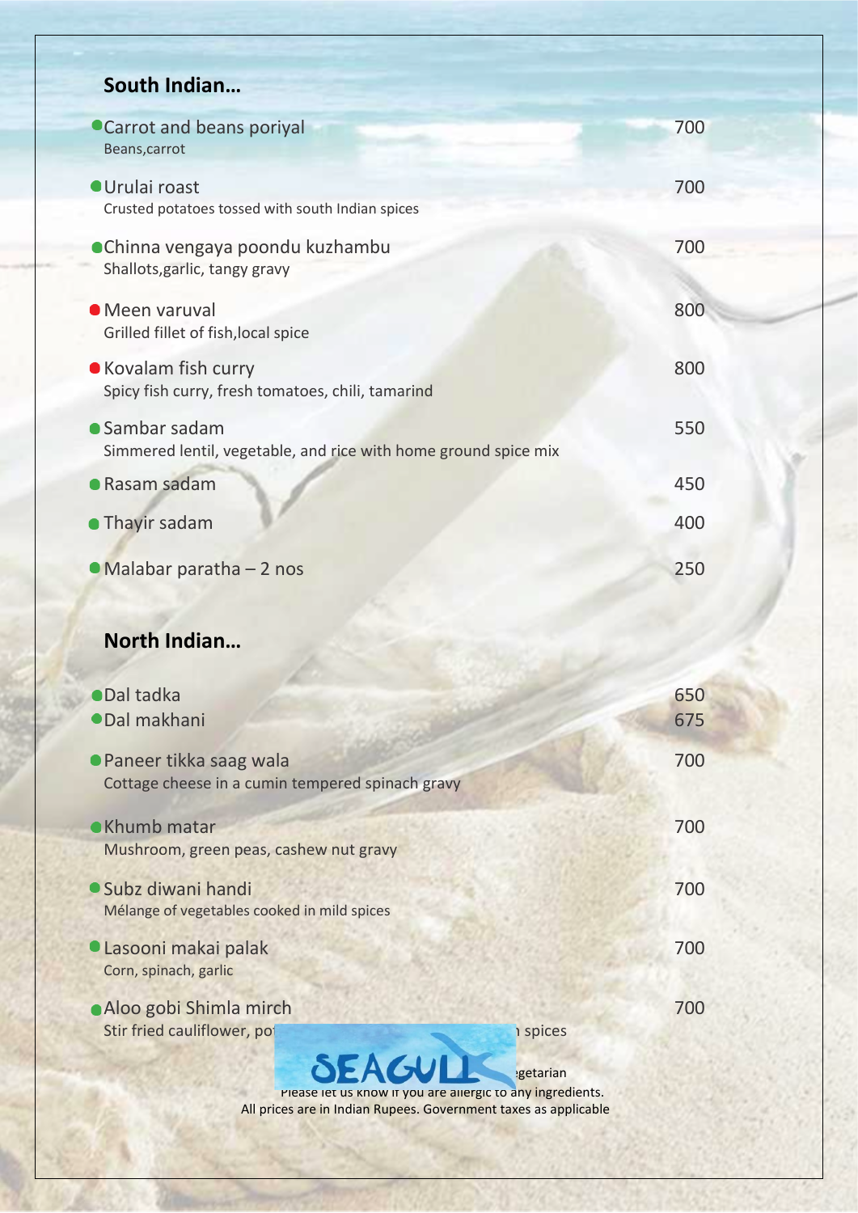## South Indian…

- Carrot and beans poriyal — 700
  Beans,carrot
- Urulai roast — 700
  Crusted potatoes tossed with south Indian spices
- Chinna vengaya poondu kuzhambu — 700
  Shallots,garlic, tangy gravy
- Meen varuval — 800
  Grilled fillet of fish,local spice
- Kovalam fish curry — 800
  Spicy fish curry, fresh tomatoes, chili, tamarind
- Sambar sadam — 550
  Simmered lentil, vegetable, and rice with home ground spice mix
- Rasam sadam — 450
- Thayir sadam — 400
- Malabar paratha – 2 nos — 250

## North Indian…

- Dal tadka — 650
- Dal makhani — 675
- Paneer tikka saag wala — 700
  Cottage cheese in a cumin tempered spinach gravy
- Khumb matar — 700
  Mushroom, green peas, cashew nut gravy
- Subz diwani handi — 700
  Mélange of vegetables cooked in mild spices
- Lasooni makai palak — 700
  Corn, spinach, garlic
- Aloo gobi Shimla mirch — 700
  Stir fried cauliflower, po… spices

SEAGULL

…egetarian

Please let us know if you are allergic to any ingredients.
All prices are in Indian Rupees. Government taxes as applicable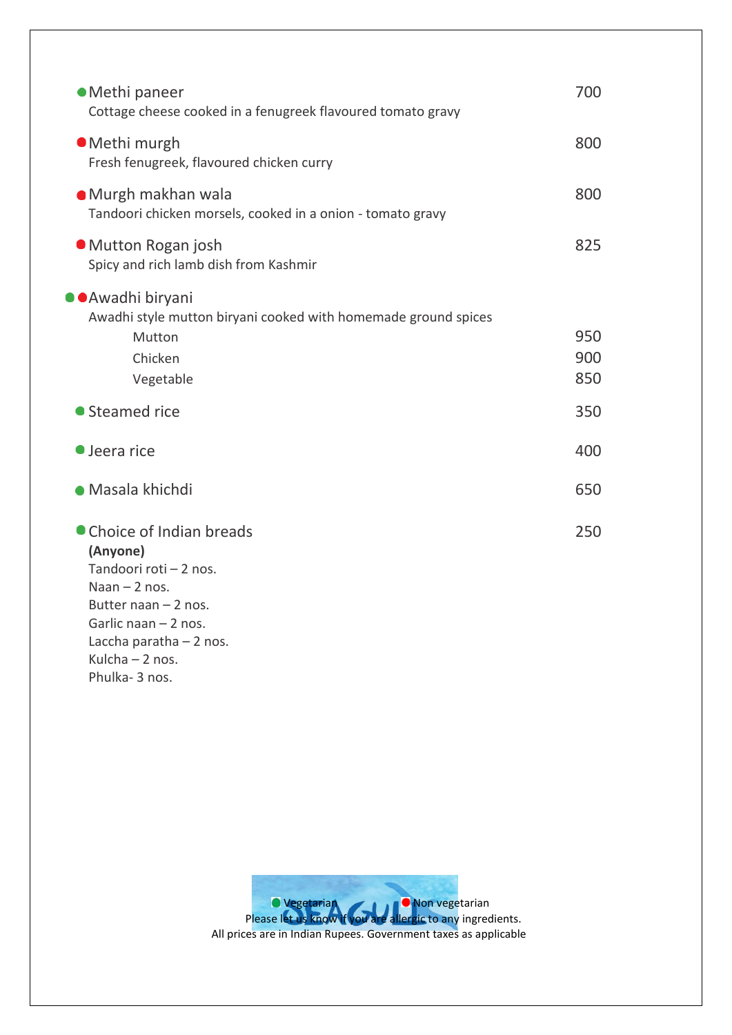● Methi paneer 700
Cottage cheese cooked in a fenugreek flavoured tomato gravy

● Methi murgh 800
Fresh fenugreek, flavoured chicken curry

● Murgh makhan wala 800
Tandoori chicken morsels, cooked in a onion - tomato gravy

● Mutton Rogan josh 825
Spicy and rich lamb dish from Kashmir

●● Awadhi biryani
Awadhi style mutton biryani cooked with homemade ground spices

| | |
|---|---|
| Mutton | 950 |
| Chicken | 900 |
| Vegetable | 850 |

● Steamed rice 350

● Jeera rice 400

● Masala khichdi 650

● Choice of Indian breads 250
**(Anyone)**
Tandoori roti – 2 nos.
Naan – 2 nos.
Butter naan – 2 nos.
Garlic naan – 2 nos.
Laccha paratha – 2 nos.
Kulcha – 2 nos.
Phulka- 3 nos.

● Vegetarian ● Non vegetarian
Please let us know if you are allergic to any ingredients.
All prices are in Indian Rupees. Government taxes as applicable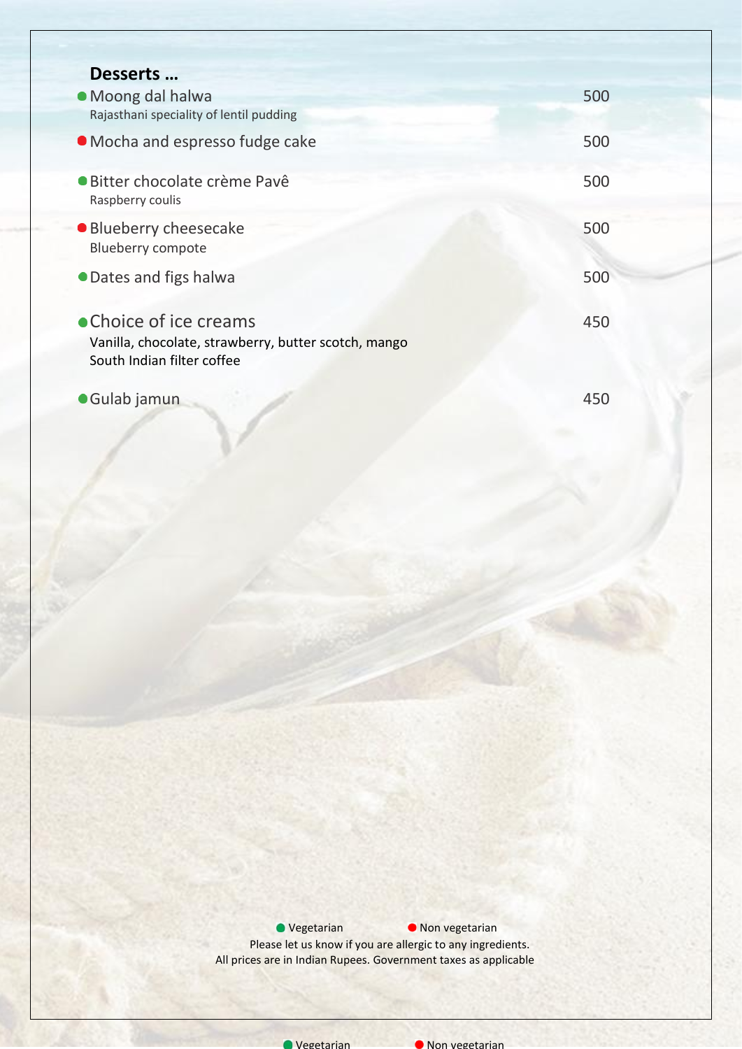## Desserts …

| Item | Price |
| --- | --- |
| ● Moong dal halwa<br>Rajasthani speciality of lentil pudding | 500 |
| ● Mocha and espresso fudge cake | 500 |
| ● Bitter chocolate crème Pavê<br>Raspberry coulis | 500 |
| ● Blueberry cheesecake<br>Blueberry compote | 500 |
| ● Dates and figs halwa | 500 |
| ● Choice of ice creams<br>Vanilla, chocolate, strawberry, butter scotch, mango<br>South Indian filter coffee | 450 |
| ● Gulab jamun | 450 |

● Vegetarian ● Non vegetarian

Please let us know if you are allergic to any ingredients.

All prices are in Indian Rupees. Government taxes as applicable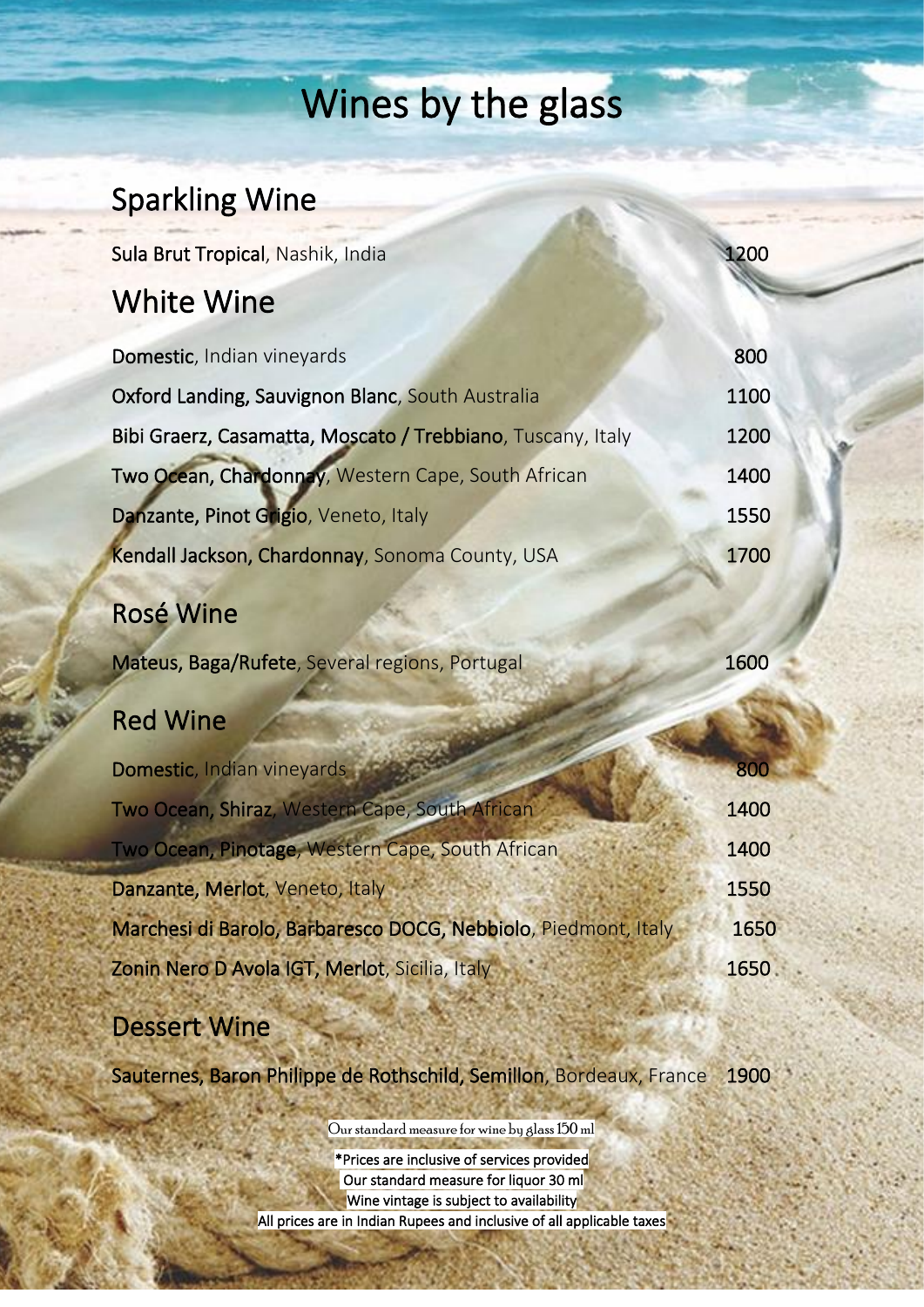# Wines by the glass

## Sparkling Wine

| | |
|---|---|
| **Sula Brut Tropical**, Nashik, India | 1200 |

## White Wine

| | |
|---|---|
| **Domestic**, Indian vineyards | 800 |
| **Oxford Landing, Sauvignon Blanc**, South Australia | 1100 |
| **Bibi Graerz, Casamatta, Moscato / Trebbiano**, Tuscany, Italy | 1200 |
| **Two Ocean, Chardonnay**, Western Cape, South African | 1400 |
| **Danzante, Pinot Grigio**, Veneto, Italy | 1550 |
| **Kendall Jackson, Chardonnay**, Sonoma County, USA | 1700 |

## Rosé Wine

| | |
|---|---|
| **Mateus, Baga/Rufete**, Several regions, Portugal | 1600 |

## Red Wine

| | |
|---|---|
| **Domestic**, Indian vineyards | 800 |
| **Two Ocean, Shiraz**, Western Cape, South African | 1400 |
| **Two Ocean, Pinotage**, Western Cape, South African | 1400 |
| **Danzante, Merlot**, Veneto, Italy | 1550 |
| **Marchesi di Barolo, Barbaresco DOCG, Nebbiolo**, Piedmont, Italy | 1650 |
| **Zonin Nero D Avola IGT, Merlot**, Sicilia, Italy | 1650 |

## Dessert Wine

| | |
|---|---|
| **Sauternes, Baron Philippe de Rothschild, Semillon**, Bordeaux, France | 1900 |

Our standard measure for wine by glass 150 ml

*Prices are inclusive of services provided

Our standard measure for liquor 30 ml

Wine vintage is subject to availability

All prices are in Indian Rupees and inclusive of all applicable taxes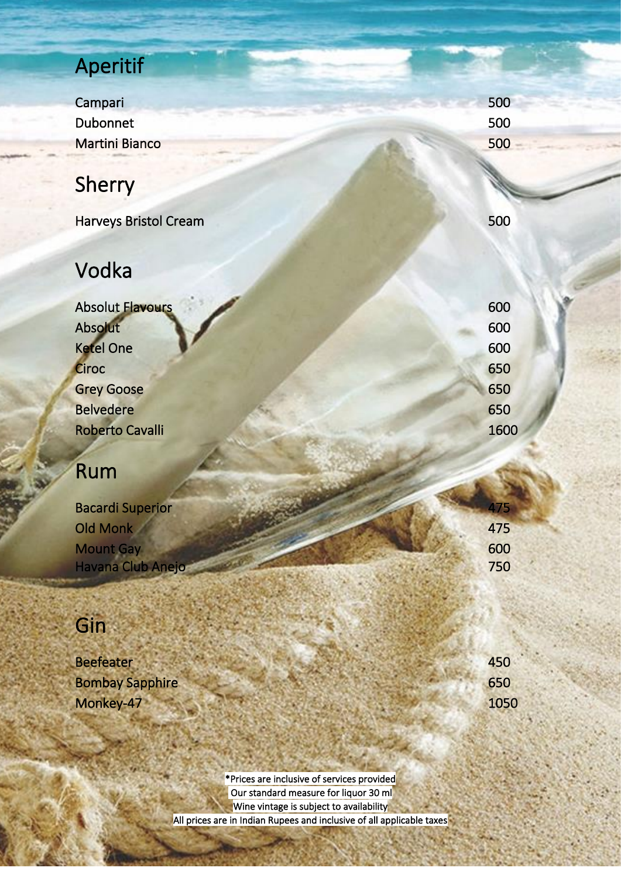## Aperitif

| | |
|---|---|
| Campari | 500 |
| Dubonnet | 500 |
| Martini Bianco | 500 |

## Sherry

| | |
|---|---|
| Harveys Bristol Cream | 500 |

## Vodka

| | |
|---|---|
| Absolut Flavours | 600 |
| Absolut | 600 |
| Ketel One | 600 |
| Ciroc | 650 |
| Grey Goose | 650 |
| Belvedere | 650 |
| Roberto Cavalli | 1600 |

## Rum

| | |
|---|---|
| Bacardi Superior | 475 |
| Old Monk | 475 |
| Mount Gay | 600 |
| Havana Club Anejo | 750 |

## Gin

| | |
|---|---|
| Beefeater | 450 |
| Bombay Sapphire | 650 |
| Monkey-47 | 1050 |

*Prices are inclusive of services provided
Our standard measure for liquor 30 ml
Wine vintage is subject to availability
All prices are in Indian Rupees and inclusive of all applicable taxes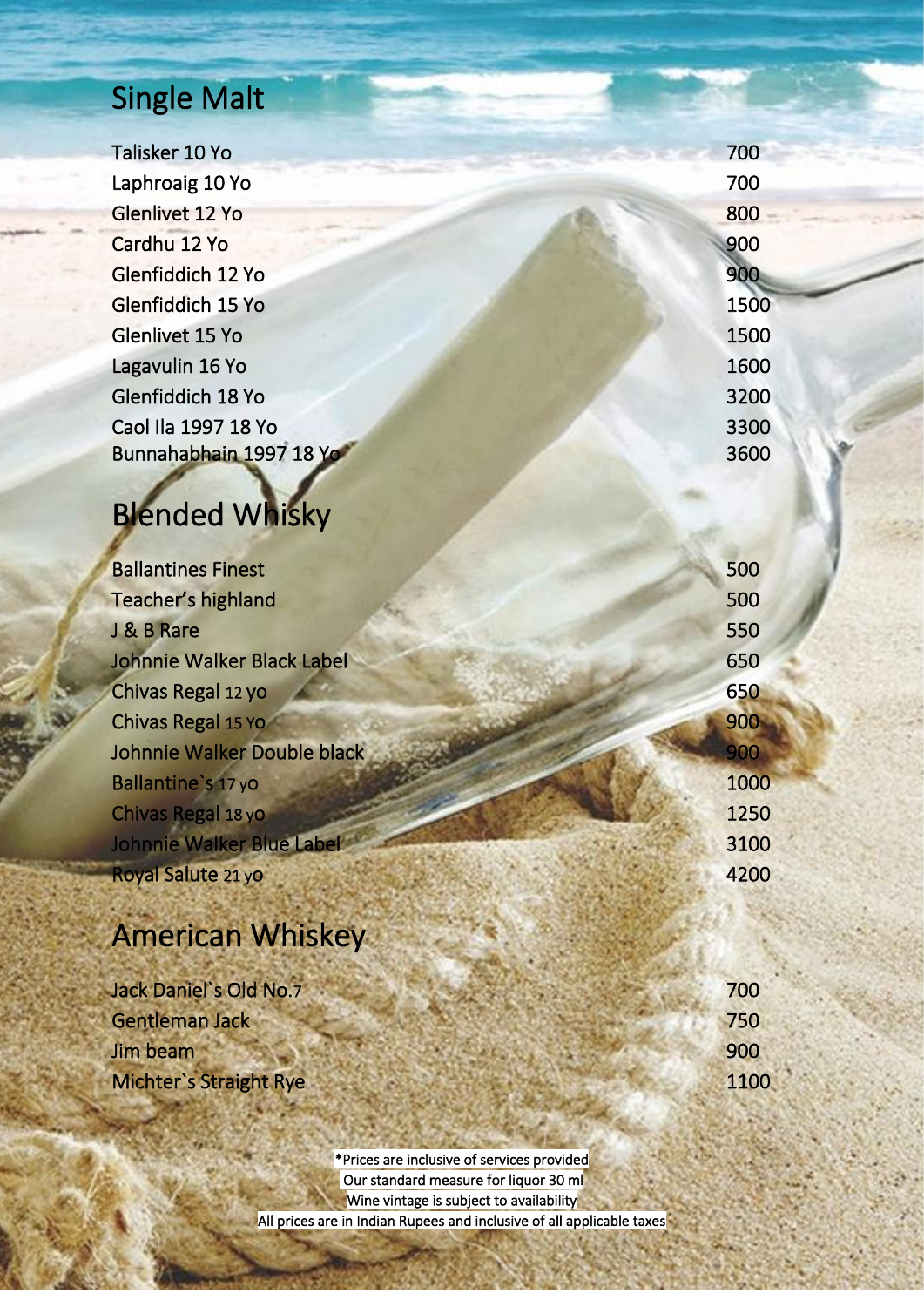## Single Malt

| | |
|---|---|
| Talisker 10 Yo | 700 |
| Laphroaig 10 Yo | 700 |
| Glenlivet 12 Yo | 800 |
| Cardhu 12 Yo | 900 |
| Glenfiddich 12 Yo | 900 |
| Glenfiddich 15 Yo | 1500 |
| Glenlivet 15 Yo | 1500 |
| Lagavulin 16 Yo | 1600 |
| Glenfiddich 18 Yo | 3200 |
| Caol Ila 1997 18 Yo | 3300 |
| Bunnahabhain 1997 18 Yo | 3600 |

## Blended Whisky

| | |
|---|---|
| Ballantines Finest | 500 |
| Teacher's highland | 500 |
| J & B Rare | 550 |
| Johnnie Walker Black Label | 650 |
| Chivas Regal 12 yo | 650 |
| Chivas Regal 15 Yo | 900 |
| Johnnie Walker Double black | 900 |
| Ballantine`s 17 yo | 1000 |
| Chivas Regal 18 yo | 1250 |
| Johnnie Walker Blue Label | 3100 |
| Royal Salute 21 yo | 4200 |

## American Whiskey

| | |
|---|---|
| Jack Daniel`s Old No.7 | 700 |
| Gentleman Jack | 750 |
| Jim beam | 900 |
| Michter`s Straight Rye | 1100 |

*Prices are inclusive of services provided
Our standard measure for liquor 30 ml
Wine vintage is subject to availability
All prices are in Indian Rupees and inclusive of all applicable taxes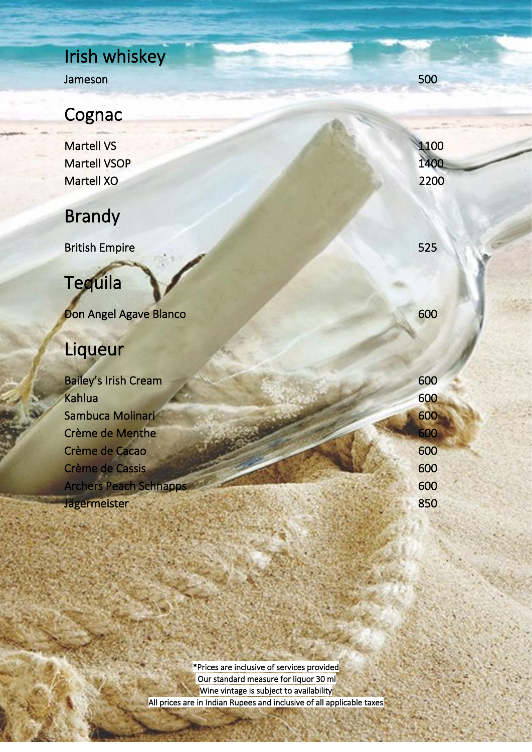## Irish whiskey

| | |
|---|---|
| Jameson | 500 |

## Cognac

| | |
|---|---|
| Martell VS | 1100 |
| Martell VSOP | 1400 |
| Martell XO | 2200 |

## Brandy

| | |
|---|---|
| British Empire | 525 |

## Tequila

| | |
|---|---|
| Don Angel Agave Blanco | 600 |

## Liqueur

| | |
|---|---|
| Bailey's Irish Cream | 600 |
| Kahlua | 600 |
| Sambuca Molinari | 600 |
| Crème de Menthe | 600 |
| Crème de Cacao | 600 |
| Crème de Cassis | 600 |
| Archers Peach Schnapps | 600 |
| Jägermeister | 850 |

*Prices are inclusive of services provided
Our standard measure for liquor 30 ml
Wine vintage is subject to availability
All prices are in Indian Rupees and inclusive of all applicable taxes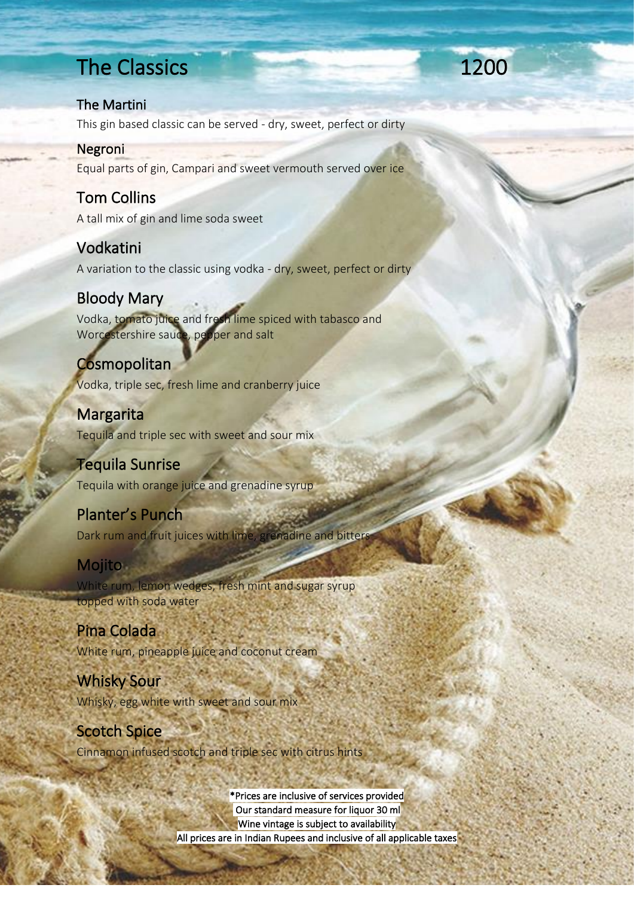# The Classics 1200

### The Martini

This gin based classic can be served - dry, sweet, perfect or dirty

### Negroni

Equal parts of gin, Campari and sweet vermouth served over ice

### Tom Collins

A tall mix of gin and lime soda sweet

### Vodkatini

A variation to the classic using vodka - dry, sweet, perfect or dirty

### Bloody Mary

Vodka, tomato juice and fresh lime spiced with tabasco and Worcestershire sauce, pepper and salt

### Cosmopolitan

Vodka, triple sec, fresh lime and cranberry juice

### Margarita

Tequila and triple sec with sweet and sour mix

### Tequila Sunrise

Tequila with orange juice and grenadine syrup

### Planter's Punch

Dark rum and fruit juices with lime, grenadine and bitters

### Mojito

White rum, lemon wedges, fresh mint and sugar syrup topped with soda water

### Pina Colada

White rum, pineapple juice and coconut cream

### Whisky Sour

Whisky, egg white with sweet and sour mix

### Scotch Spice

Cinnamon infused scotch and triple sec with citrus hints

*Prices are inclusive of services provided
Our standard measure for liquor 30 ml
Wine vintage is subject to availability
All prices are in Indian Rupees and inclusive of all applicable taxes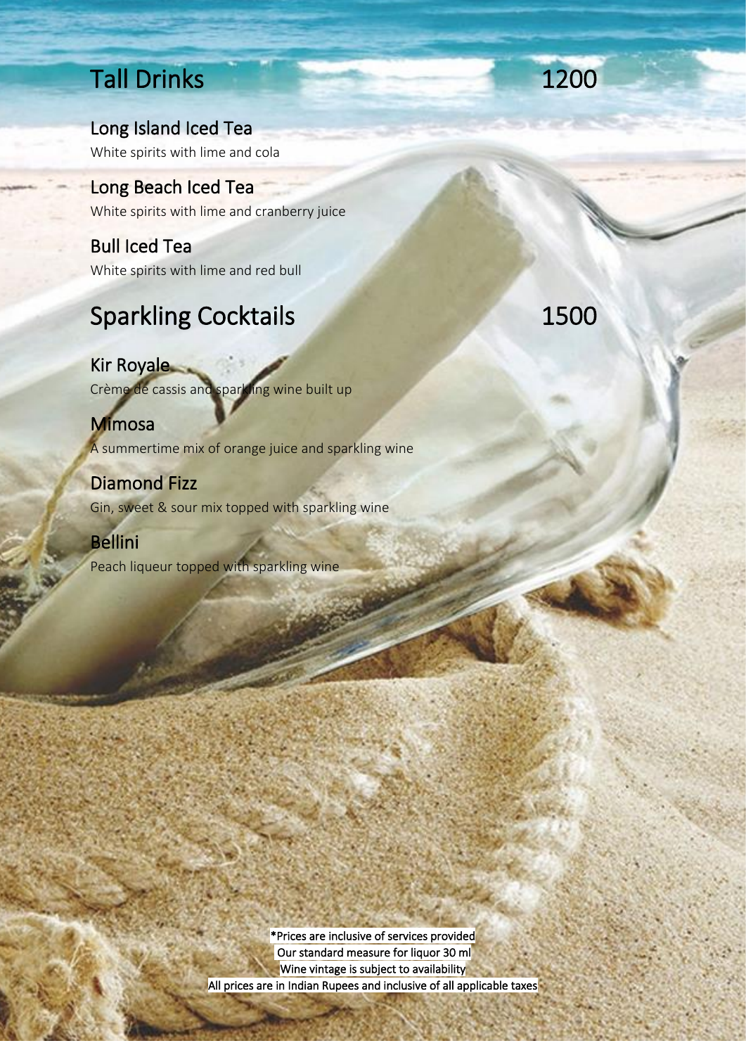## Tall Drinks 1200

### Long Island Iced Tea
White spirits with lime and cola

### Long Beach Iced Tea
White spirits with lime and cranberry juice

### Bull Iced Tea
White spirits with lime and red bull

## Sparkling Cocktails 1500

### Kir Royale
Crème de cassis and sparkling wine built up

### Mimosa
A summertime mix of orange juice and sparkling wine

### Diamond Fizz
Gin, sweet & sour mix topped with sparkling wine

### Bellini
Peach liqueur topped with sparkling wine

*Prices are inclusive of services provided
Our standard measure for liquor 30 ml
Wine vintage is subject to availability
All prices are in Indian Rupees and inclusive of all applicable taxes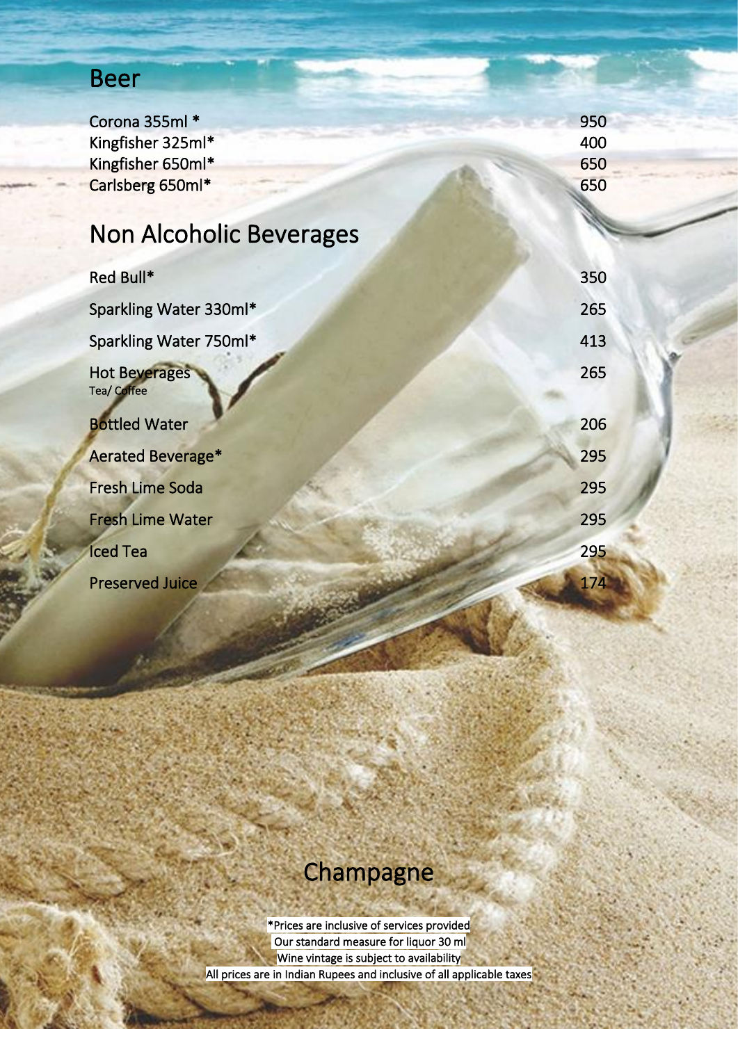## Beer

| | |
|---|---|
| Corona 355ml * | 950 |
| Kingfisher 325ml* | 400 |
| Kingfisher 650ml* | 650 |
| Carlsberg 650ml* | 650 |

## Non Alcoholic Beverages

| | |
|---|---|
| Red Bull* | 350 |
| Sparkling Water 330ml* | 265 |
| Sparkling Water 750ml* | 413 |
| Hot Beverages<br>Tea/ Coffee | 265 |
| Bottled Water | 206 |
| Aerated Beverage* | 295 |
| Fresh Lime Soda | 295 |
| Fresh Lime Water | 295 |
| Iced Tea | 295 |
| Preserved Juice | 174 |

## Champagne

*Prices are inclusive of services provided
Our standard measure for liquor 30 ml
Wine vintage is subject to availability
All prices are in Indian Rupees and inclusive of all applicable taxes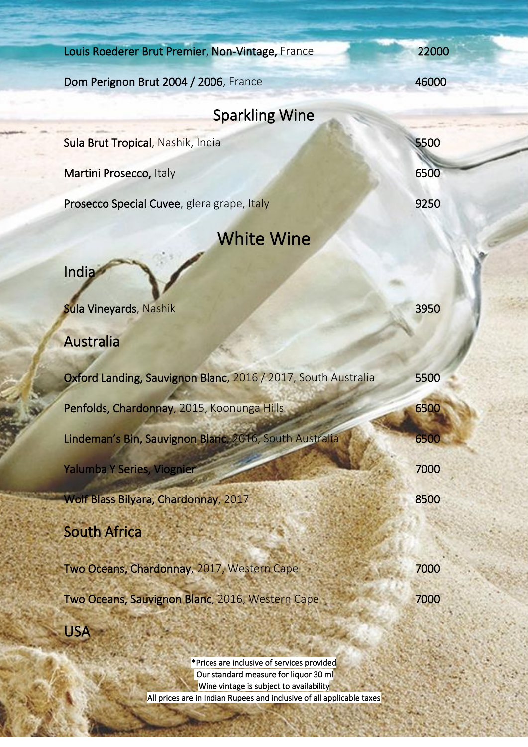**Louis Roederer Brut Premier**, **Non-Vintage,** France 22000

**Dom Perignon Brut 2004 / 2006**, France 46000

## Sparkling Wine

**Sula Brut Tropical**, Nashik, India 5500

**Martini Prosecco,** Italy 6500

**Prosecco Special Cuvee**, glera grape, Italy 9250

## White Wine

### India

**Sula Vineyards**, Nashik 3950

### Australia

**Oxford Landing, Sauvignon Blanc**, 2016 / 2017, South Australia 5500

**Penfolds, Chardonnay**, 2015, Koonunga Hills 6500

**Lindeman's Bin, Sauvignon Blanc**, 2016, South Australia 6500

**Yalumba Y Series, Viognier** 7000

**Wolf Blass Bilyara, Chardonnay**, 2017 8500

### South Africa

**Two Oceans, Chardonnay**, 2017, Western Cape 7000

**Two Oceans, Sauvignon Blanc**, 2016, Western Cape 7000

### USA

*Prices are inclusive of services provided
Our standard measure for liquor 30 ml
Wine vintage is subject to availability
All prices are in Indian Rupees and inclusive of all applicable taxes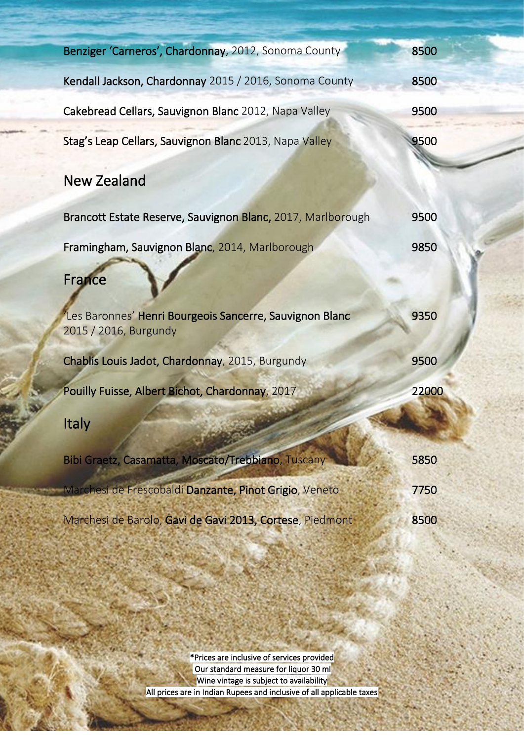| | |
|---|---|
| **Benziger 'Carneros', Chardonnay**, 2012, Sonoma County | 8500 |
| **Kendall Jackson, Chardonnay** 2015 / 2016, Sonoma County | 8500 |
| **Cakebread Cellars, Sauvignon Blanc** 2012, Napa Valley | 9500 |
| **Stag's Leap Cellars, Sauvignon Blanc** 2013, Napa Valley | 9500 |

## New Zealand

| | |
|---|---|
| **Brancott Estate Reserve, Sauvignon Blanc,** 2017, Marlborough | 9500 |
| **Framingham, Sauvignon Blanc**, 2014, Marlborough | 9850 |

## France

| | |
|---|---|
| 'Les Baronnes' **Henri Bourgeois Sancerre, Sauvignon Blanc** 2015 / 2016, Burgundy | 9350 |
| **Chablis Louis Jadot, Chardonnay**, 2015, Burgundy | 9500 |
| **Pouilly Fuisse, Albert Bichot, Chardonnay**, 2017 | 22000 |

## Italy

| | |
|---|---|
| **Bibi Graetz, Casamatta, Moscato/Trebbiano**, Tuscany | 5850 |
| Marchesi de Frescobaldi **Danzante, Pinot Grigio**, Veneto | 7750 |
| Marchesi de Barolo, **Gavi de Gavi 2013, Cortese**, Piedmont | 8500 |

*Prices are inclusive of services provided
Our standard measure for liquor 30 ml
Wine vintage is subject to availability
All prices are in Indian Rupees and inclusive of all applicable taxes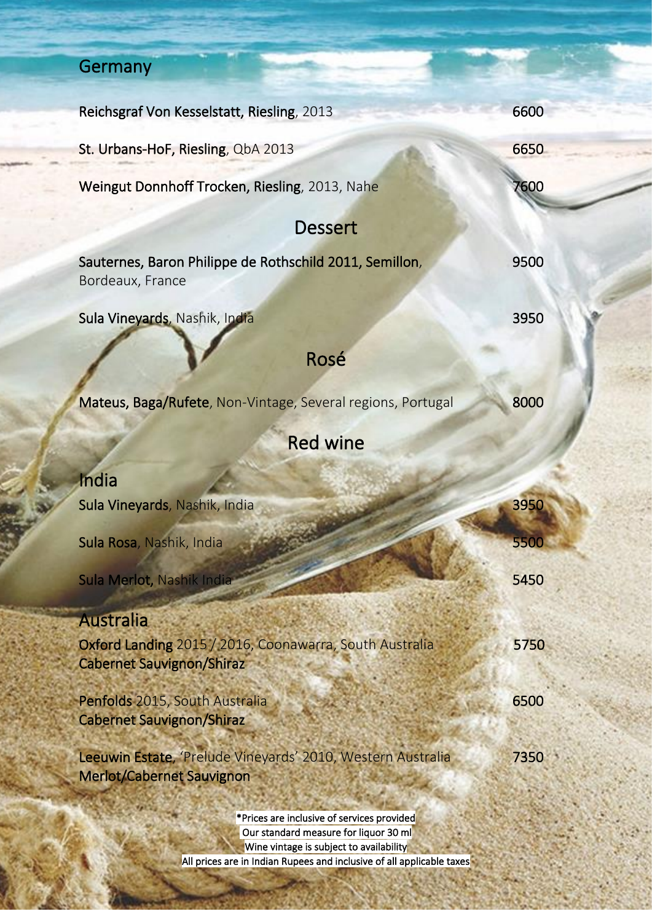## Germany

**Reichsgraf Von Kesselstatt, Riesling**, 2013 — 6600

**St. Urbans-HoF, Riesling**, QbA 2013 — 6650

**Weingut Donnhoff Trocken, Riesling**, 2013, Nahe — 7600

## Dessert

**Sauternes, Baron Philippe de Rothschild 2011, Semillon**, Bordeaux, France — 9500

**Sula Vineyards**, Nashik, India — 3950

## Rosé

**Mateus, Baga/Rufete**, Non-Vintage, Several regions, Portugal — 8000

## Red wine

### India

**Sula Vineyards**, Nashik, India — 3950

**Sula Rosa**, Nashik, India — 5500

**Sula Merlot**, Nashik India — 5450

### Australia

**Oxford Landing** 2015 / 2016, Coonawarra, South Australia
**Cabernet Sauvignon/Shiraz** — 5750

**Penfolds** 2015, South Australia
**Cabernet Sauvignon/Shiraz** — 6500

**Leeuwin Estate**, 'Prelude Vineyards' 2010, Western Australia
**Merlot/Cabernet Sauvignon** — 7350

*Prices are inclusive of services provided
Our standard measure for liquor 30 ml
Wine vintage is subject to availability
All prices are in Indian Rupees and inclusive of all applicable taxes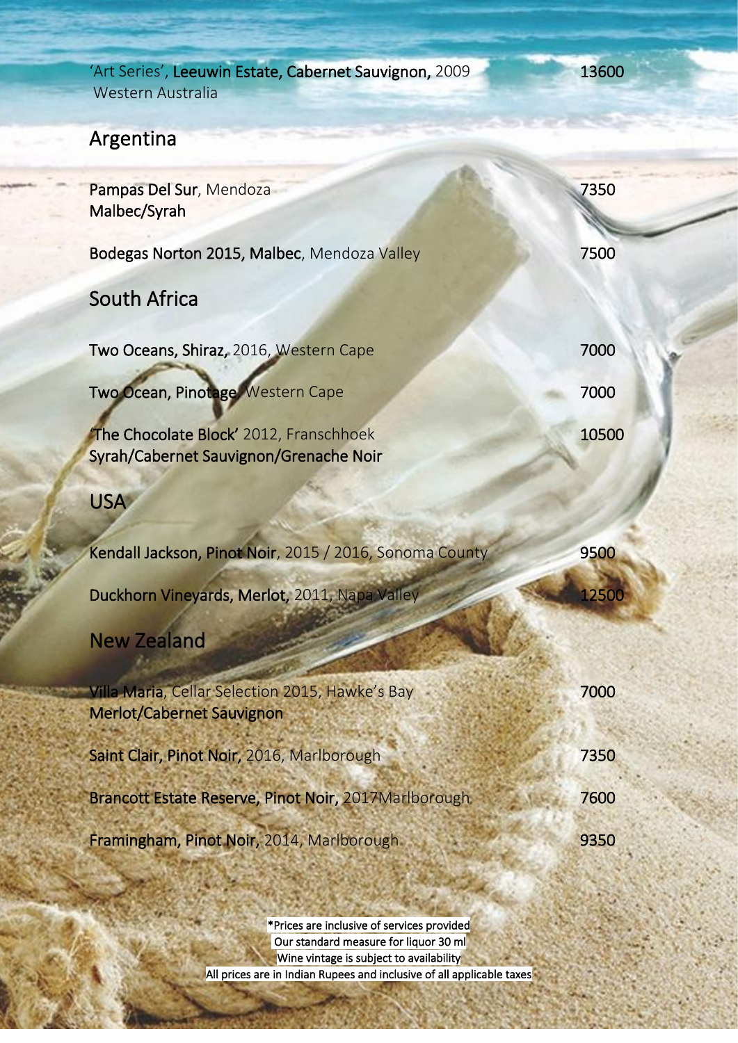'Art Series', **Leeuwin Estate, Cabernet Sauvignon,** 2009 Western Australia — **13600**

## Argentina

**Pampas Del Sur**, Mendoza
**Malbec/Syrah** — **7350**

**Bodegas Norton 2015, Malbec**, Mendoza Valley — **7500**

## South Africa

**Two Oceans, Shiraz,** 2016, Western Cape — **7000**

**Two Ocean, Pinotage**, Western Cape — **7000**

**'The Chocolate Block'** 2012, Franschhoek
**Syrah/Cabernet Sauvignon/Grenache Noir** — **10500**

## USA

**Kendall Jackson, Pinot Noir**, 2015 / 2016, Sonoma County — **9500**

**Duckhorn Vineyards, Merlot,** 2011, Napa Valley — **12500**

## New Zealand

**Villa Maria**, Cellar Selection 2015, Hawke's Bay
**Merlot/Cabernet Sauvignon** — **7000**

**Saint Clair, Pinot Noir,** 2016, Marlborough — **7350**

**Brancott Estate Reserve, Pinot Noir,** 2017Marlborough — **7600**

**Framingham, Pinot Noir,** 2014, Marlborough — **9350**

*Prices are inclusive of services provided
Our standard measure for liquor 30 ml
Wine vintage is subject to availability
All prices are in Indian Rupees and inclusive of all applicable taxes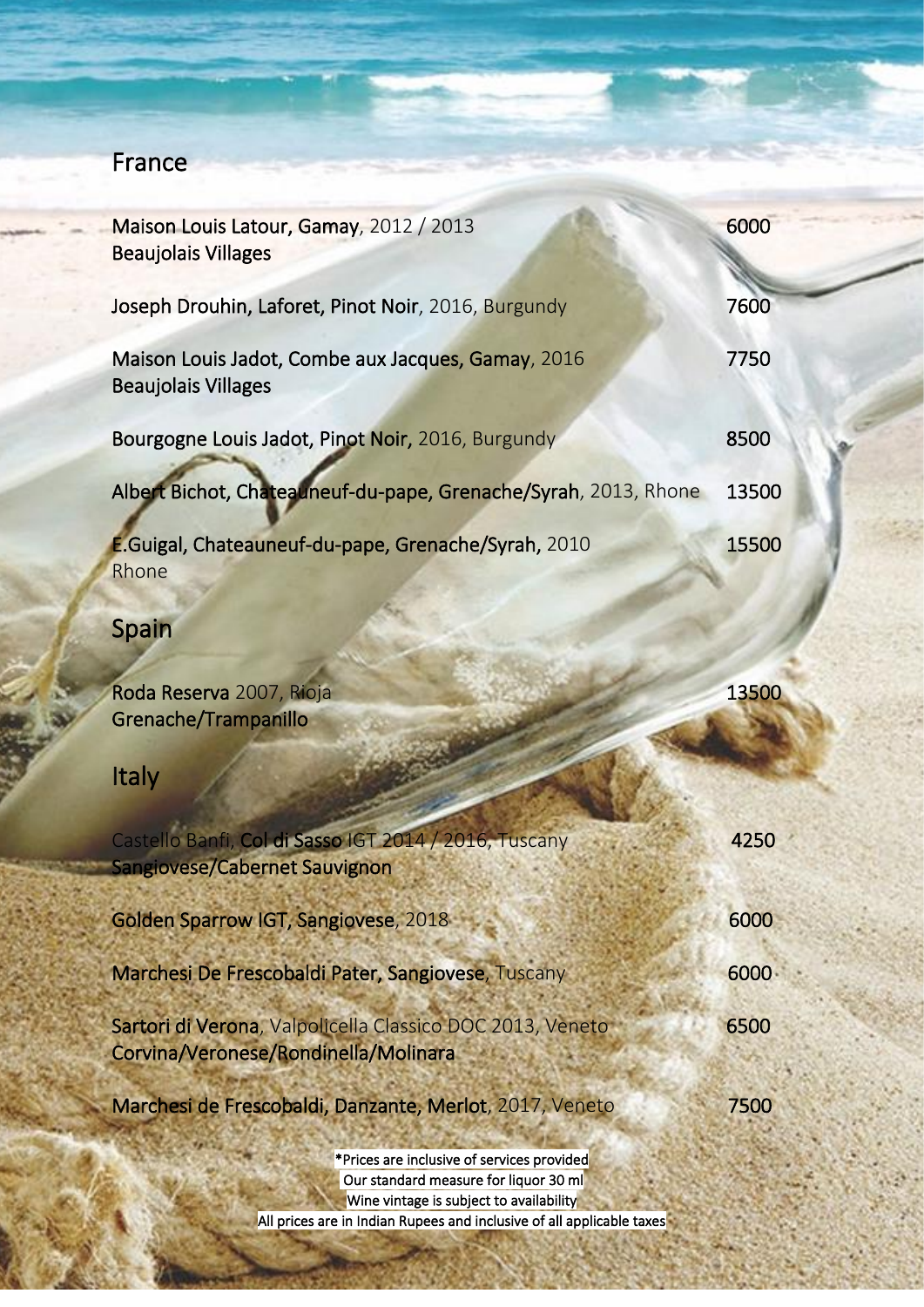## France

| Wine | Price |
| --- | --- |
| **Maison Louis Latour, Gamay**, 2012 / 2013 **Beaujolais Villages** | 6000 |
| **Joseph Drouhin, Laforet, Pinot Noir**, 2016, Burgundy | 7600 |
| **Maison Louis Jadot, Combe aux Jacques, Gamay**, 2016 **Beaujolais Villages** | 7750 |
| **Bourgogne Louis Jadot, Pinot Noir,** 2016, Burgundy | 8500 |
| **Albert Bichot, Chateauneuf-du-pape, Grenache/Syrah**, 2013, Rhone | 13500 |
| **E.Guigal, Chateauneuf-du-pape, Grenache/Syrah,** 2010 Rhone | 15500 |

## Spain

| Wine | Price |
| --- | --- |
| **Roda Reserva** 2007, Rioja **Grenache/Trampanillo** | 13500 |

## Italy

| Wine | Price |
| --- | --- |
| Castello Banfi, **Col di Sasso** IGT 2014 / 2016, Tuscany **Sangiovese/Cabernet Sauvignon** | 4250 |
| **Golden Sparrow IGT, Sangiovese**, 2018 | 6000 |
| **Marchesi De Frescobaldi Pater, Sangiovese**, Tuscany | 6000 |
| **Sartori di Verona**, Valpolicella Classico DOC 2013, Veneto **Corvina/Veronese/Rondinella/Molinara** | 6500 |
| **Marchesi de Frescobaldi, Danzante, Merlot**, 2017, Veneto | 7500 |

*Prices are inclusive of services provided
Our standard measure for liquor 30 ml
Wine vintage is subject to availability
All prices are in Indian Rupees and inclusive of all applicable taxes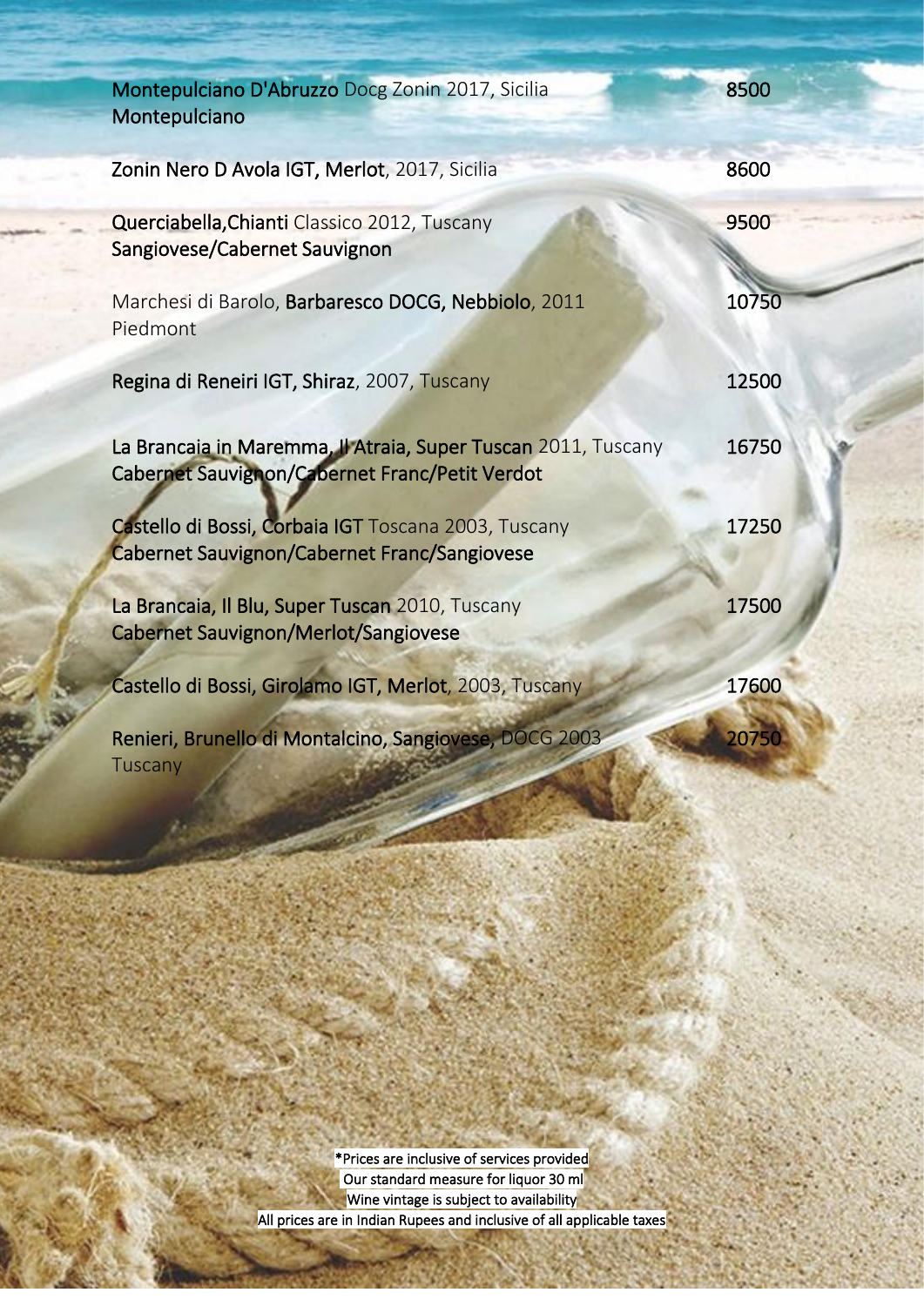| | |
|---|---|
| **Montepulciano D'Abruzzo** Docg Zonin 2017, Sicilia<br>**Montepulciano** | **8500** |
| **Zonin Nero D Avola IGT, Merlot**, 2017, Sicilia | **8600** |
| **Querciabella,Chianti** Classico 2012, Tuscany<br>**Sangiovese/Cabernet Sauvignon** | **9500** |
| Marchesi di Barolo, **Barbaresco DOCG, Nebbiolo**, 2011<br>Piedmont | **10750** |
| **Regina di Reneiri IGT, Shiraz**, 2007, Tuscany | **12500** |
| **La Brancaia in Maremma, Il Atraia, Super Tuscan** 2011, Tuscany<br>**Cabernet Sauvignon/Cabernet Franc/Petit Verdot** | **16750** |
| **Castello di Bossi, Corbaia IGT** Toscana 2003, Tuscany<br>**Cabernet Sauvignon/Cabernet Franc/Sangiovese** | **17250** |
| **La Brancaia, Il Blu, Super Tuscan** 2010, Tuscany<br>**Cabernet Sauvignon/Merlot/Sangiovese** | **17500** |
| **Castello di Bossi, Girolamo IGT, Merlot**, 2003, Tuscany | **17600** |
| **Renieri, Brunello di Montalcino, Sangiovese,** DOCG 2003<br>Tuscany | **20750** |

*Prices are inclusive of services provided
Our standard measure for liquor 30 ml
Wine vintage is subject to availability
All prices are in Indian Rupees and inclusive of all applicable taxes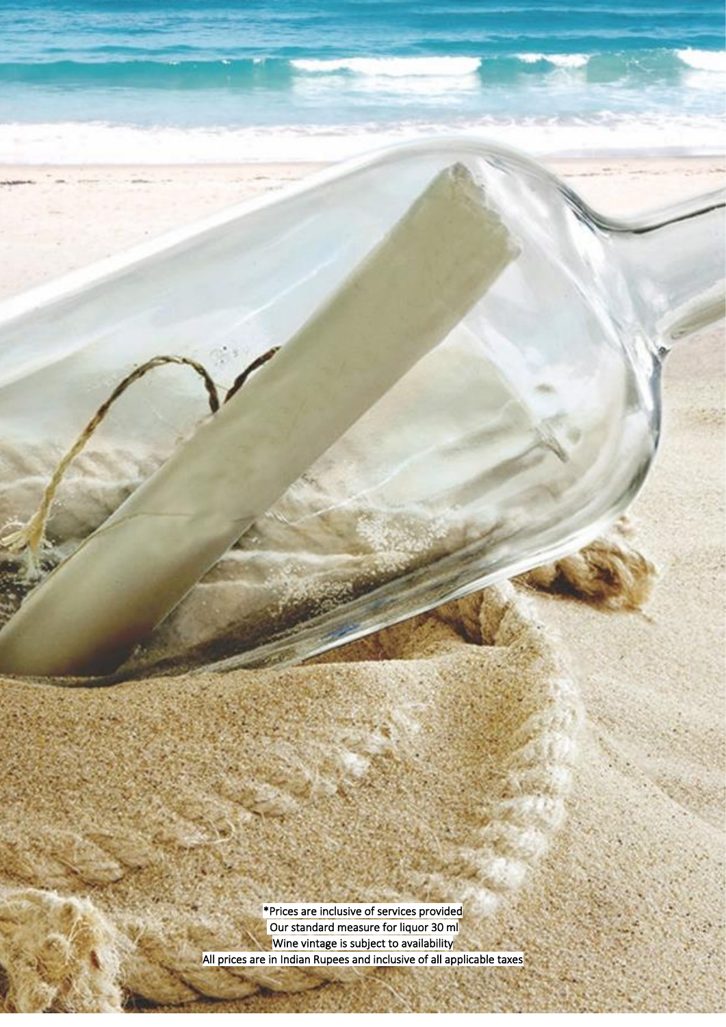*Prices are inclusive of services provided
Our standard measure for liquor 30 ml
Wine vintage is subject to availability
All prices are in Indian Rupees and inclusive of all applicable taxes